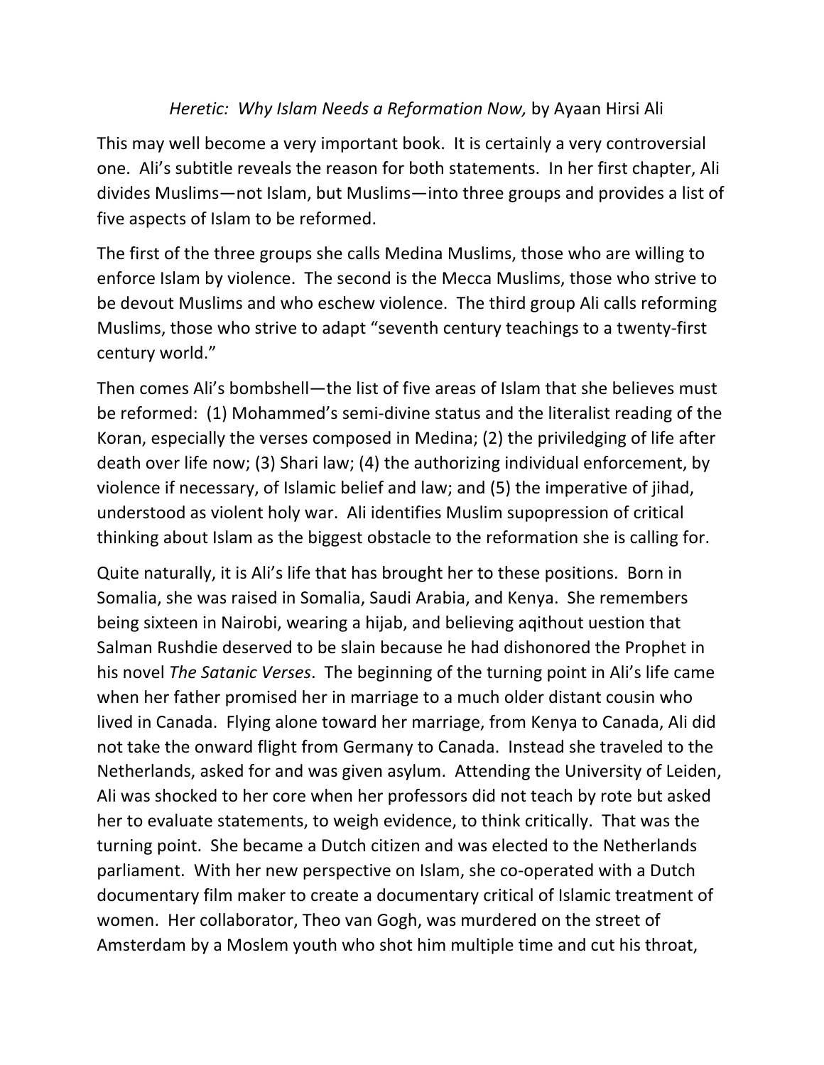*Heretic: Why Islam Needs a Reformation Now,* by Ayaan Hirsi Ali

This may well become a very important book. It is certainly a very controversial one. Ali's subtitle reveals the reason for both statements. In her first chapter, Ali divides Muslims—not Islam, but Muslims—into three groups and provides a list of five aspects of Islam to be reformed.

The first of the three groups she calls Medina Muslims, those who are willing to enforce Islam by violence. The second is the Mecca Muslims, those who strive to be devout Muslims and who eschew violence. The third group Ali calls reforming Muslims, those who strive to adapt "seventh century teachings to a twenty-first century world."

Then comes Ali's bombshell—the list of five areas of Islam that she believes must be reformed: (1) Mohammed's semi-divine status and the literalist reading of the Koran, especially the verses composed in Medina; (2) the priviledging of life after death over life now; (3) Shari law; (4) the authorizing individual enforcement, by violence if necessary, of Islamic belief and law; and (5) the imperative of jihad, understood as violent holy war. Ali identifies Muslim supopression of critical thinking about Islam as the biggest obstacle to the reformation she is calling for.

Quite naturally, it is Ali's life that has brought her to these positions. Born in Somalia, she was raised in Somalia, Saudi Arabia, and Kenya. She remembers being sixteen in Nairobi, wearing a hijab, and believing aqithout uestion that Salman Rushdie deserved to be slain because he had dishonored the Prophet in his novel *The Satanic Verses*. The beginning of the turning point in Ali's life came when her father promised her in marriage to a much older distant cousin who lived in Canada. Flying alone toward her marriage, from Kenya to Canada, Ali did not take the onward flight from Germany to Canada. Instead she traveled to the Netherlands, asked for and was given asylum. Attending the University of Leiden, Ali was shocked to her core when her professors did not teach by rote but asked her to evaluate statements, to weigh evidence, to think critically. That was the turning point. She became a Dutch citizen and was elected to the Netherlands parliament. With her new perspective on Islam, she co-operated with a Dutch documentary film maker to create a documentary critical of Islamic treatment of women. Her collaborator, Theo van Gogh, was murdered on the street of Amsterdam by a Moslem youth who shot him multiple time and cut his throat,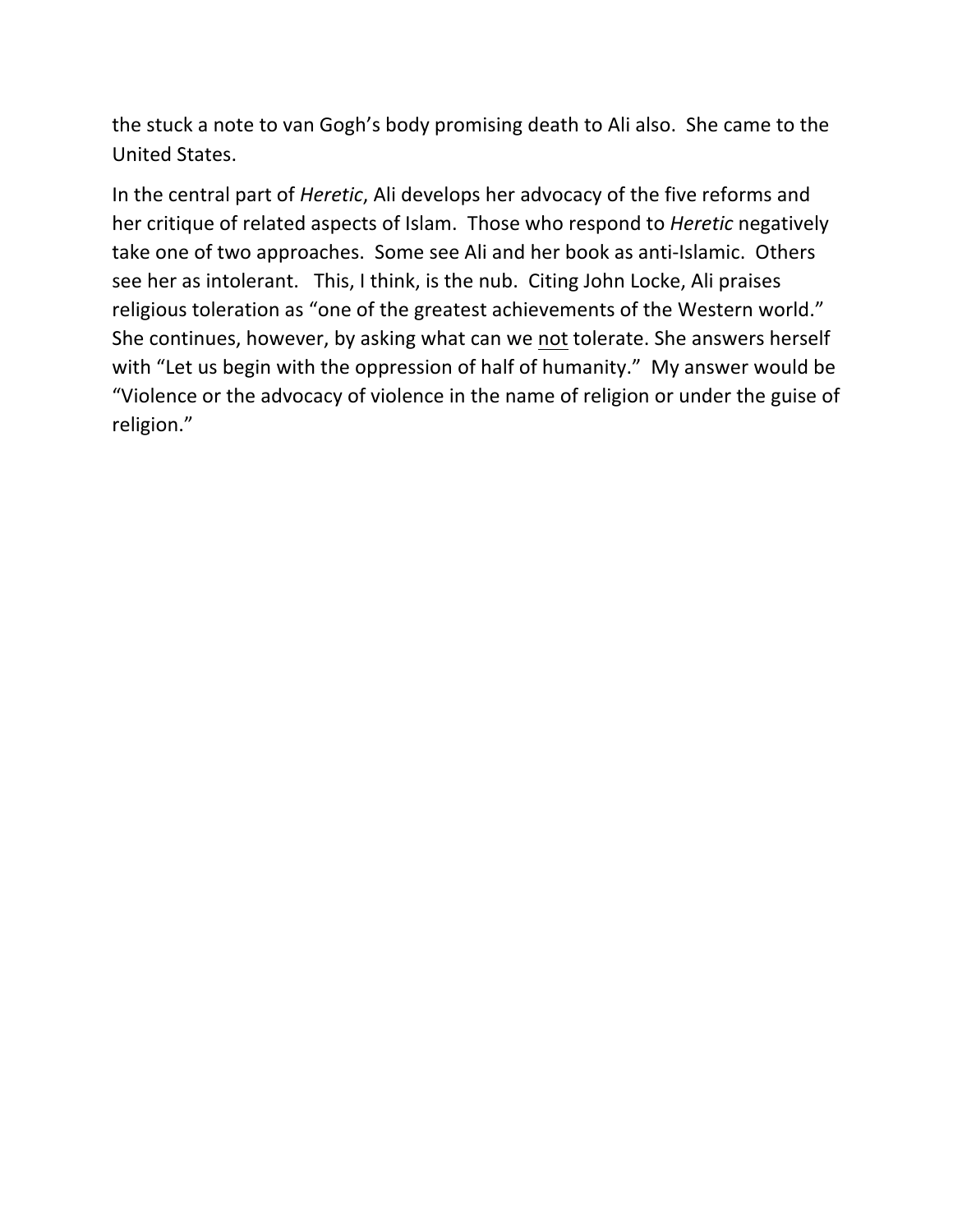the stuck a note to van Gogh's body promising death to Ali also. She came to the United States.

In the central part of *Heretic*, Ali develops her advocacy of the five reforms and her critique of related aspects of Islam. Those who respond to *Heretic* negatively take one of two approaches. Some see Ali and her book as anti-Islamic. Others see her as intolerant. This, I think, is the nub. Citing John Locke, Ali praises religious toleration as "one of the greatest achievements of the Western world." She continues, however, by asking what can we <u>not</u> tolerate. She answers herself with "Let us begin with the oppression of half of humanity." My answer would be "Violence or the advocacy of violence in the name of religion or under the guise of religion."